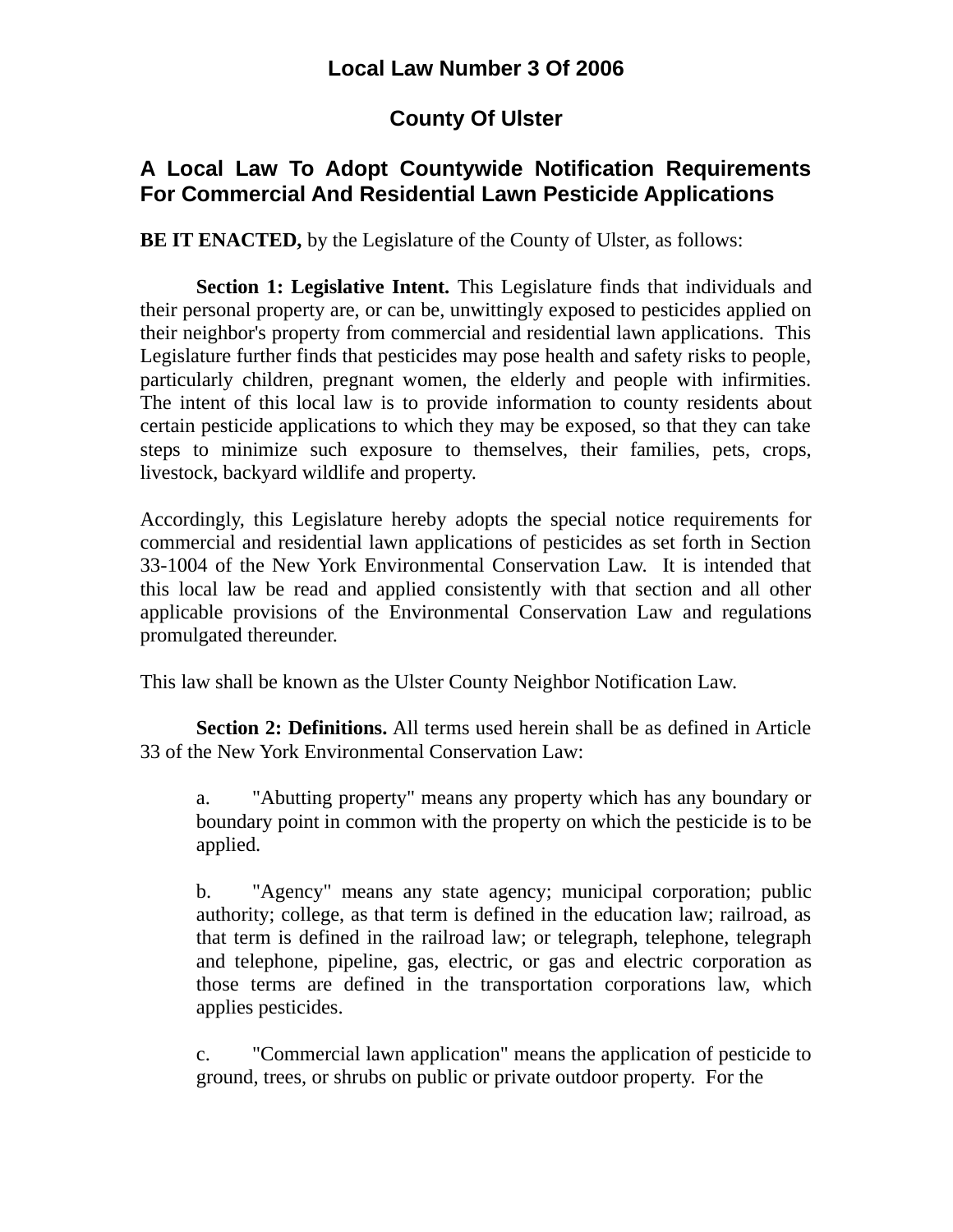# Local Law Number 3 Of 2006

# County Of Ulster

## A Local Law To Adopt Countywide Notification Requirements For Commercial And Residential Lawn Pesticide Applications

**BE IT ENACTED,** by the Legislature of the County of Ulster, as follows:

**Section 1: Legislative Intent.** This Legislature finds that individuals and their personal property are, or can be, unwittingly exposed to pesticides applied on their neighbor's property from commercial and residential lawn applications. This Legislature further finds that pesticides may pose health and safety risks to people, particularly children, pregnant women, the elderly and people with infirmities. The intent of this local law is to provide information to county residents about certain pesticide applications to which they may be exposed, so that they can take steps to minimize such exposure to themselves, their families, pets, crops, livestock, backyard wildlife and property.

Accordingly, this Legislature hereby adopts the special notice requirements for commercial and residential lawn applications of pesticides as set forth in Section 33-1004 of the New York Environmental Conservation Law. It is intended that this local law be read and applied consistently with that section and all other applicable provisions of the Environmental Conservation Law and regulations promulgated thereunder.

This law shall be known as the Ulster County Neighbor Notification Law.

**Section 2: Definitions.** All terms used herein shall be as defined in Article 33 of the New York Environmental Conservation Law:

a. "Abutting property" means any property which has any boundary or boundary point in common with the property on which the pesticide is to be applied.

b. "Agency" means any state agency; municipal corporation; public authority; college, as that term is defined in the education law; railroad, as that term is defined in the railroad law; or telegraph, telephone, telegraph and telephone, pipeline, gas, electric, or gas and electric corporation as those terms are defined in the transportation corporations law, which applies pesticides.

c. "Commercial lawn application" means the application of pesticide to ground, trees, or shrubs on public or private outdoor property. For the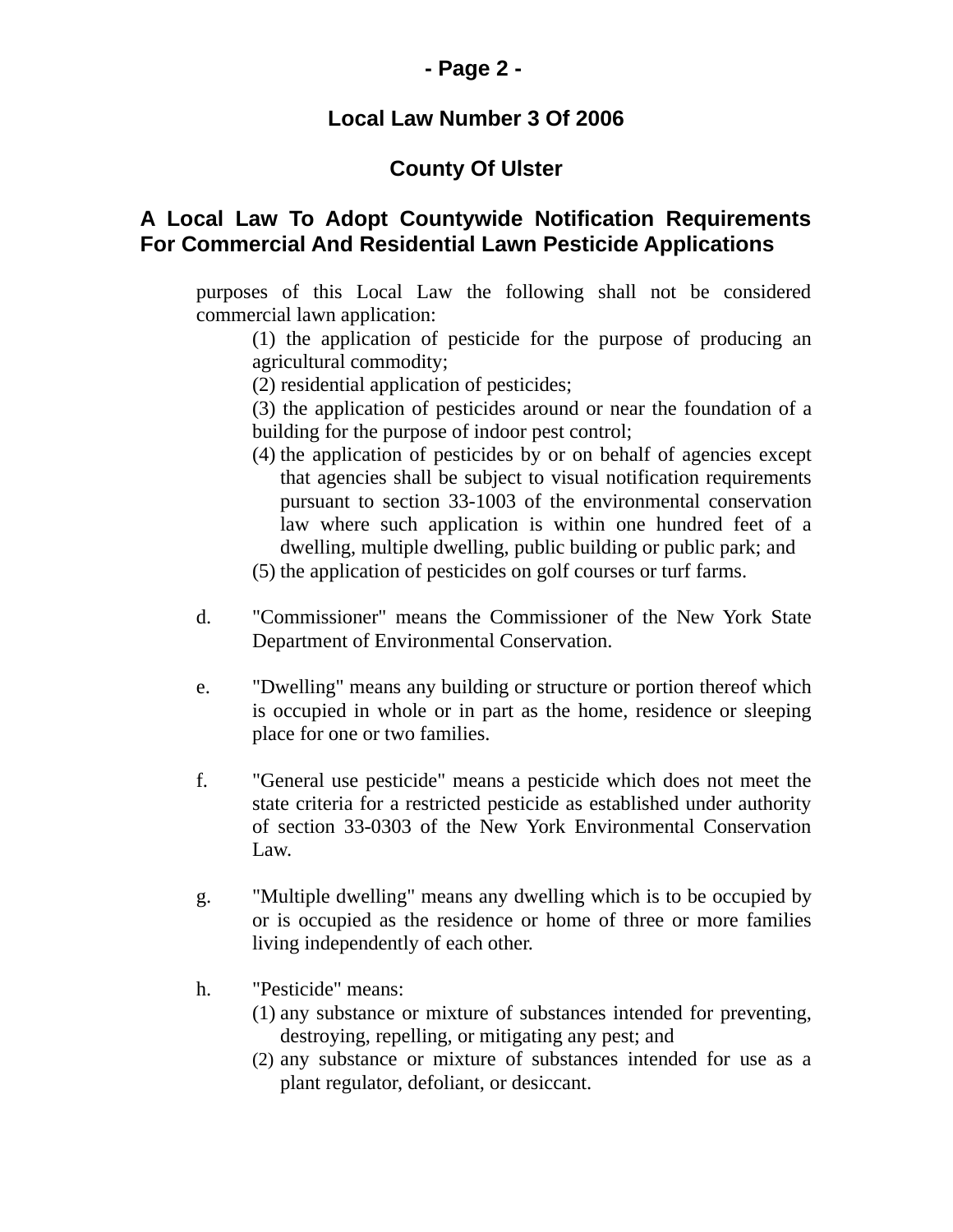purposes of this Local Law the following shall not be considered commercial lawn application:

(1) the application of pesticide for the purpose of producing an agricultural commodity;
(2) residential application of pesticides;
(3) the application of pesticides around or near the foundation of a building for the purpose of indoor pest control;
(4) the application of pesticides by or on behalf of agencies except that agencies shall be subject to visual notification requirements pursuant to section 33-1003 of the environmental conservation law where such application is within one hundred feet of a dwelling, multiple dwelling, public building or public park; and
(5) the application of pesticides on golf courses or turf farms.

d. "Commissioner" means the Commissioner of the New York State Department of Environmental Conservation.

e. "Dwelling" means any building or structure or portion thereof which is occupied in whole or in part as the home, residence or sleeping place for one or two families.

f. "General use pesticide" means a pesticide which does not meet the state criteria for a restricted pesticide as established under authority of section 33-0303 of the New York Environmental Conservation Law.

g. "Multiple dwelling" means any dwelling which is to be occupied by or is occupied as the residence or home of three or more families living independently of each other.

h. "Pesticide" means:
(1) any substance or mixture of substances intended for preventing, destroying, repelling, or mitigating any pest; and
(2) any substance or mixture of substances intended for use as a plant regulator, defoliant, or desiccant.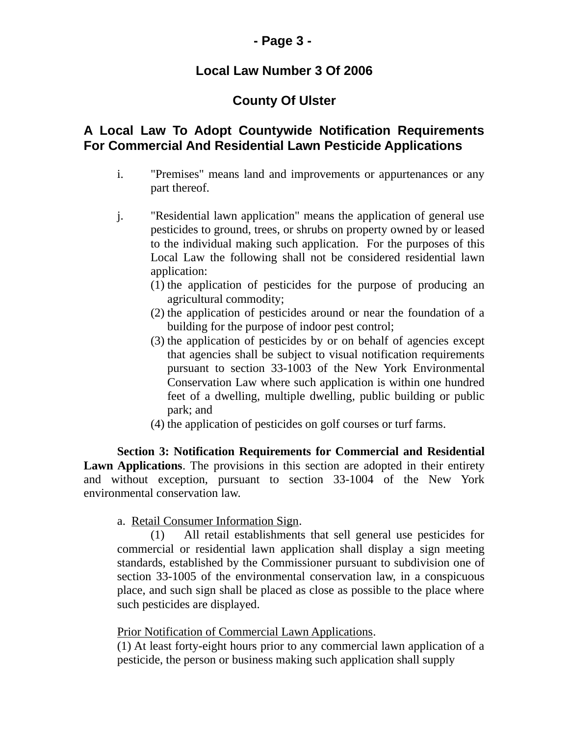**Local Law Number 3 Of 2006**

**County Of Ulster**

**A Local Law To Adopt Countywide Notification Requirements For Commercial And Residential Lawn Pesticide Applications**

i. "Premises" means land and improvements or appurtenances or any part thereof.

j. "Residential lawn application" means the application of general use pesticides to ground, trees, or shrubs on property owned by or leased to the individual making such application. For the purposes of this Local Law the following shall not be considered residential lawn application:
   (1) the application of pesticides for the purpose of producing an agricultural commodity;
   (2) the application of pesticides around or near the foundation of a building for the purpose of indoor pest control;
   (3) the application of pesticides by or on behalf of agencies except that agencies shall be subject to visual notification requirements pursuant to section 33-1003 of the New York Environmental Conservation Law where such application is within one hundred feet of a dwelling, multiple dwelling, public building or public park; and
   (4) the application of pesticides on golf courses or turf farms.

**Section 3: Notification Requirements for Commercial and Residential Lawn Applications**. The provisions in this section are adopted in their entirety and without exception, pursuant to section 33-1004 of the New York environmental conservation law.

a. <u>Retail Consumer Information Sign</u>.

(1) All retail establishments that sell general use pesticides for commercial or residential lawn application shall display a sign meeting standards, established by the Commissioner pursuant to subdivision one of section 33-1005 of the environmental conservation law, in a conspicuous place, and such sign shall be placed as close as possible to the place where such pesticides are displayed.

<u>Prior Notification of Commercial Lawn Applications</u>.
(1) At least forty-eight hours prior to any commercial lawn application of a pesticide, the person or business making such application shall supply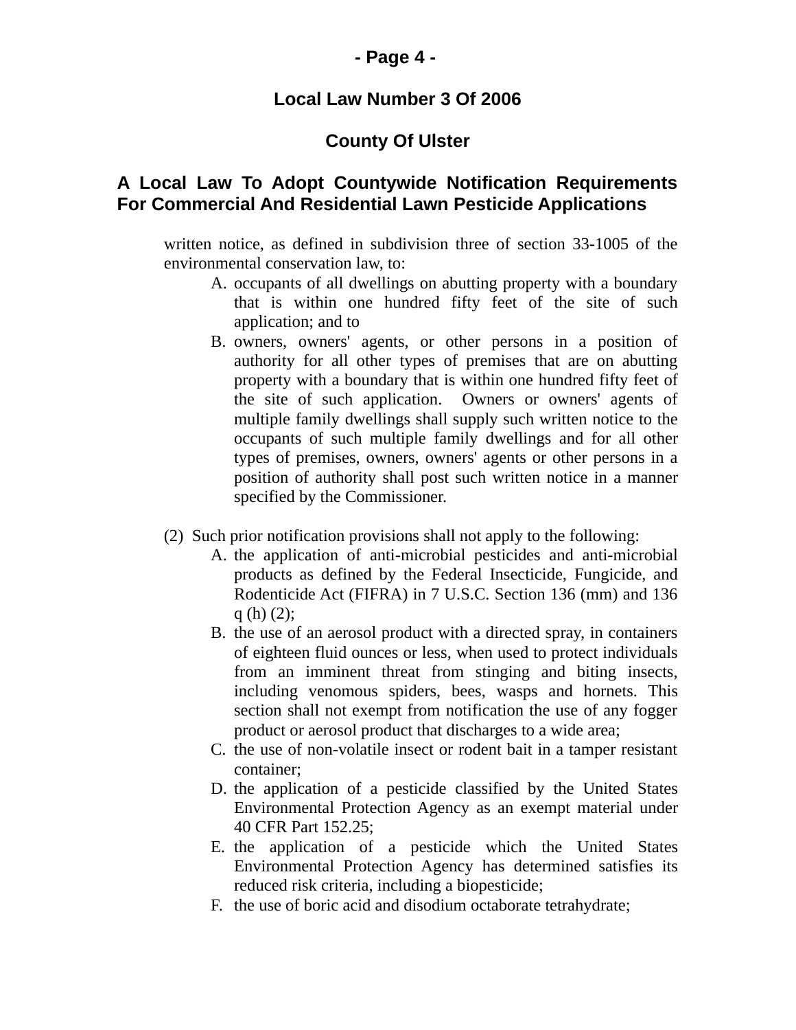written notice, as defined in subdivision three of section 33-1005 of the environmental conservation law, to:

A. occupants of all dwellings on abutting property with a boundary that is within one hundred fifty feet of the site of such application; and to
B. owners, owners' agents, or other persons in a position of authority for all other types of premises that are on abutting property with a boundary that is within one hundred fifty feet of the site of such application. Owners or owners' agents of multiple family dwellings shall supply such written notice to the occupants of such multiple family dwellings and for all other types of premises, owners, owners' agents or other persons in a position of authority shall post such written notice in a manner specified by the Commissioner.

(2) Such prior notification provisions shall not apply to the following:

A. the application of anti-microbial pesticides and anti-microbial products as defined by the Federal Insecticide, Fungicide, and Rodenticide Act (FIFRA) in 7 U.S.C. Section 136 (mm) and 136 q (h) (2);
B. the use of an aerosol product with a directed spray, in containers of eighteen fluid ounces or less, when used to protect individuals from an imminent threat from stinging and biting insects, including venomous spiders, bees, wasps and hornets. This section shall not exempt from notification the use of any fogger product or aerosol product that discharges to a wide area;
C. the use of non-volatile insect or rodent bait in a tamper resistant container;
D. the application of a pesticide classified by the United States Environmental Protection Agency as an exempt material under 40 CFR Part 152.25;
E. the application of a pesticide which the United States Environmental Protection Agency has determined satisfies its reduced risk criteria, including a biopesticide;
F. the use of boric acid and disodium octaborate tetrahydrate;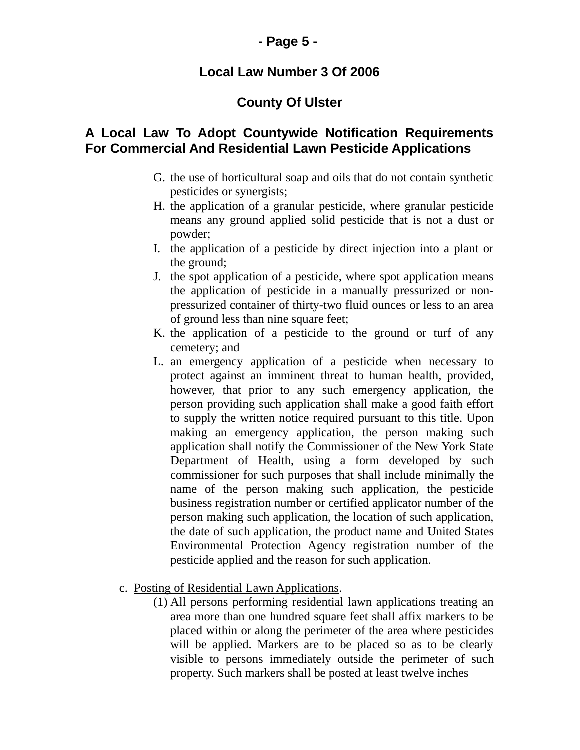G. the use of horticultural soap and oils that do not contain synthetic pesticides or synergists;
H. the application of a granular pesticide, where granular pesticide means any ground applied solid pesticide that is not a dust or powder;
I. the application of a pesticide by direct injection into a plant or the ground;
J. the spot application of a pesticide, where spot application means the application of pesticide in a manually pressurized or non-pressurized container of thirty-two fluid ounces or less to an area of ground less than nine square feet;
K. the application of a pesticide to the ground or turf of any cemetery; and
L. an emergency application of a pesticide when necessary to protect against an imminent threat to human health, provided, however, that prior to any such emergency application, the person providing such application shall make a good faith effort to supply the written notice required pursuant to this title. Upon making an emergency application, the person making such application shall notify the Commissioner of the New York State Department of Health, using a form developed by such commissioner for such purposes that shall include minimally the name of the person making such application, the pesticide business registration number or certified applicator number of the person making such application, the location of such application, the date of such application, the product name and United States Environmental Protection Agency registration number of the pesticide applied and the reason for such application.

c. Posting of Residential Lawn Applications.

(1) All persons performing residential lawn applications treating an area more than one hundred square feet shall affix markers to be placed within or along the perimeter of the area where pesticides will be applied. Markers are to be placed so as to be clearly visible to persons immediately outside the perimeter of such property. Such markers shall be posted at least twelve inches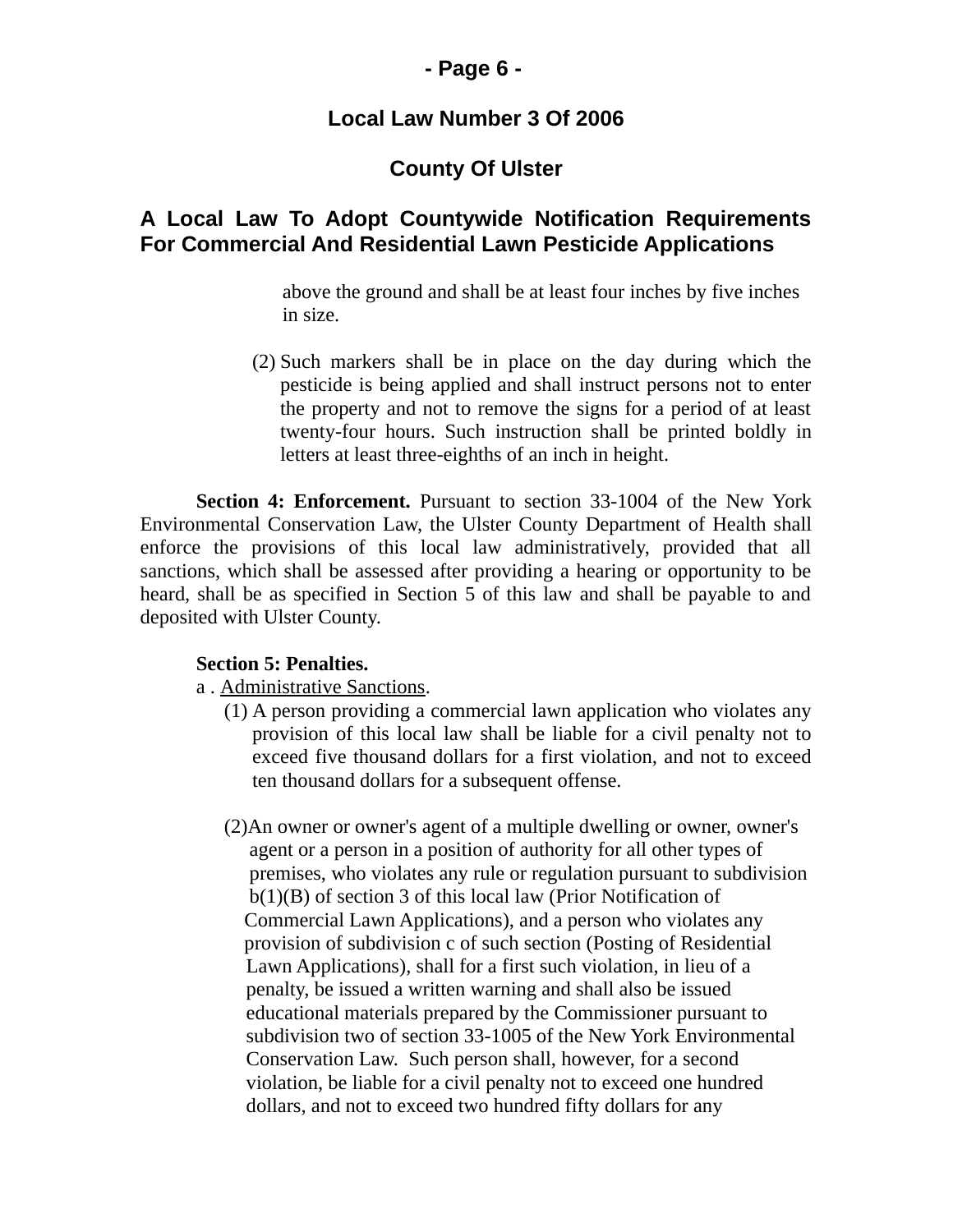above the ground and shall be at least four inches by five inches in size.

(2) Such markers shall be in place on the day during which the pesticide is being applied and shall instruct persons not to enter the property and not to remove the signs for a period of at least twenty-four hours. Such instruction shall be printed boldly in letters at least three-eighths of an inch in height.

**Section 4: Enforcement.** Pursuant to section 33-1004 of the New York Environmental Conservation Law, the Ulster County Department of Health shall enforce the provisions of this local law administratively, provided that all sanctions, which shall be assessed after providing a hearing or opportunity to be heard, shall be as specified in Section 5 of this law and shall be payable to and deposited with Ulster County.

**Section 5: Penalties.**

a . Administrative Sanctions.

(1) A person providing a commercial lawn application who violates any provision of this local law shall be liable for a civil penalty not to exceed five thousand dollars for a first violation, and not to exceed ten thousand dollars for a subsequent offense.

(2) An owner or owner's agent of a multiple dwelling or owner, owner's agent or a person in a position of authority for all other types of premises, who violates any rule or regulation pursuant to subdivision b(1)(B) of section 3 of this local law (Prior Notification of Commercial Lawn Applications), and a person who violates any provision of subdivision c of such section (Posting of Residential Lawn Applications), shall for a first such violation, in lieu of a penalty, be issued a written warning and shall also be issued educational materials prepared by the Commissioner pursuant to subdivision two of section 33-1005 of the New York Environmental Conservation Law. Such person shall, however, for a second violation, be liable for a civil penalty not to exceed one hundred dollars, and not to exceed two hundred fifty dollars for any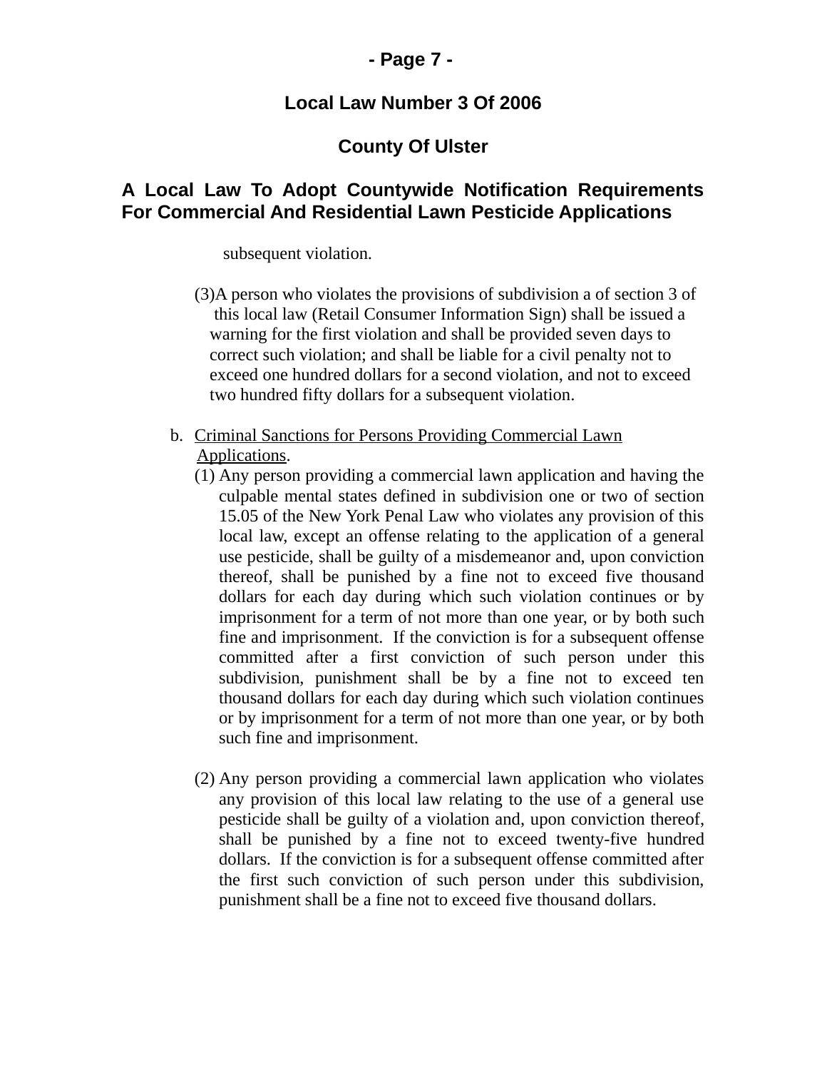subsequent violation.

(3) A person who violates the provisions of subdivision a of section 3 of this local law (Retail Consumer Information Sign) shall be issued a warning for the first violation and shall be provided seven days to correct such violation; and shall be liable for a civil penalty not to exceed one hundred dollars for a second violation, and not to exceed two hundred fifty dollars for a subsequent violation.

b. <u>Criminal Sanctions for Persons Providing Commercial Lawn Applications</u>.

(1) Any person providing a commercial lawn application and having the culpable mental states defined in subdivision one or two of section 15.05 of the New York Penal Law who violates any provision of this local law, except an offense relating to the application of a general use pesticide, shall be guilty of a misdemeanor and, upon conviction thereof, shall be punished by a fine not to exceed five thousand dollars for each day during which such violation continues or by imprisonment for a term of not more than one year, or by both such fine and imprisonment. If the conviction is for a subsequent offense committed after a first conviction of such person under this subdivision, punishment shall be by a fine not to exceed ten thousand dollars for each day during which such violation continues or by imprisonment for a term of not more than one year, or by both such fine and imprisonment.

(2) Any person providing a commercial lawn application who violates any provision of this local law relating to the use of a general use pesticide shall be guilty of a violation and, upon conviction thereof, shall be punished by a fine not to exceed twenty-five hundred dollars. If the conviction is for a subsequent offense committed after the first such conviction of such person under this subdivision, punishment shall be a fine not to exceed five thousand dollars.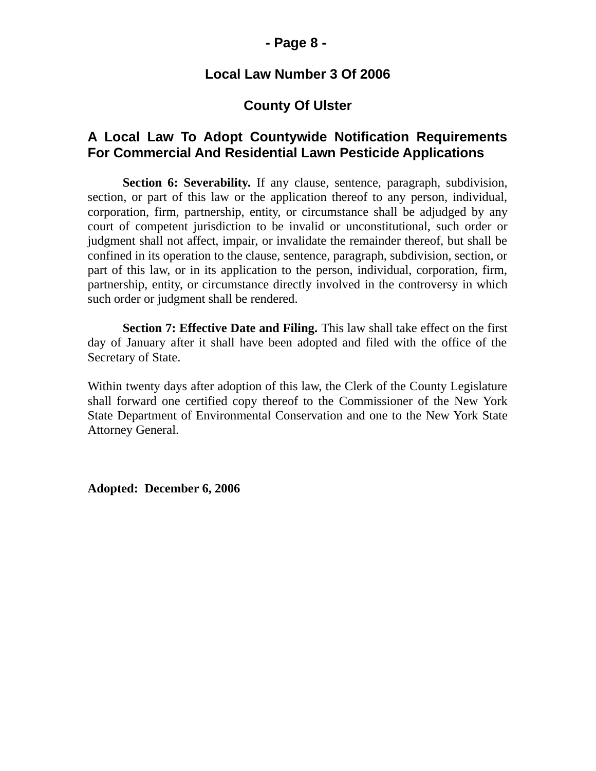# Local Law Number 3 Of 2006

## County Of Ulster

### A Local Law To Adopt Countywide Notification Requirements For Commercial And Residential Lawn Pesticide Applications

**Section 6: Severability.** If any clause, sentence, paragraph, subdivision, section, or part of this law or the application thereof to any person, individual, corporation, firm, partnership, entity, or circumstance shall be adjudged by any court of competent jurisdiction to be invalid or unconstitutional, such order or judgment shall not affect, impair, or invalidate the remainder thereof, but shall be confined in its operation to the clause, sentence, paragraph, subdivision, section, or part of this law, or in its application to the person, individual, corporation, firm, partnership, entity, or circumstance directly involved in the controversy in which such order or judgment shall be rendered.

**Section 7: Effective Date and Filing.** This law shall take effect on the first day of January after it shall have been adopted and filed with the office of the Secretary of State.

Within twenty days after adoption of this law, the Clerk of the County Legislature shall forward one certified copy thereof to the Commissioner of the New York State Department of Environmental Conservation and one to the New York State Attorney General.

**Adopted: December 6, 2006**